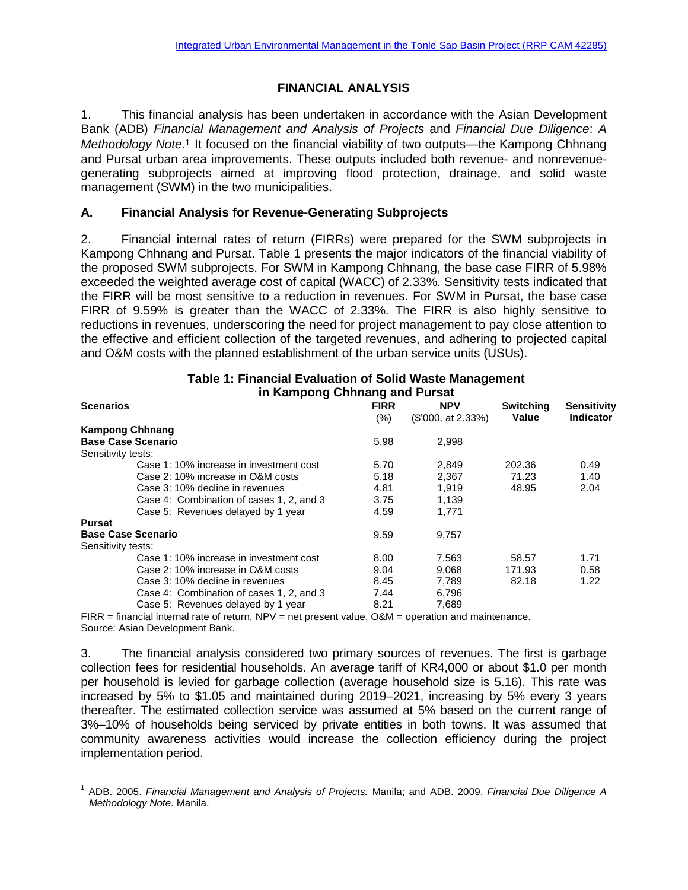# FINANCIAL ANALYSIS

1. This financial analysis has been undertaken in accordance with the Asian Development Bank (ADB) *Financial Management and Analysis of Projects* and *Financial Due Diligence*: *A Methodology Note*.[1] It focused on the financial viability of two outputs—the Kampong Chhnang and Pursat urban area improvements. These outputs included both revenue- and nonrevenue-generating subprojects aimed at improving flood protection, drainage, and solid waste management (SWM) in the two municipalities.

## A. Financial Analysis for Revenue-Generating Subprojects

2. Financial internal rates of return (FIRRs) were prepared for the SWM subprojects in Kampong Chhnang and Pursat. Table 1 presents the major indicators of the financial viability of the proposed SWM subprojects. For SWM in Kampong Chhnang, the base case FIRR of 5.98% exceeded the weighted average cost of capital (WACC) of 2.33%. Sensitivity tests indicated that the FIRR will be most sensitive to a reduction in revenues. For SWM in Pursat, the base case FIRR of 9.59% is greater than the WACC of 2.33%. The FIRR is also highly sensitive to reductions in revenues, underscoring the need for project management to pay close attention to the effective and efficient collection of the targeted revenues, and adhering to projected capital and O&M costs with the planned establishment of the urban service units (USUs).

**Table 1: Financial Evaluation of Solid Waste Management in Kampong Chhnang and Pursat**

| Scenarios | FIRR (%) | NPV ($'000, at 2.33%) | Switching Value | Sensitivity Indicator |
|---|---|---|---|---|
| **Kampong Chhnang** | | | | |
| **Base Case Scenario** | 5.98 | 2,998 | | |
| Sensitivity tests: | | | | |
| Case 1: 10% increase in investment cost | 5.70 | 2,849 | 202.36 | 0.49 |
| Case 2: 10% increase in O&M costs | 5.18 | 2,367 | 71.23 | 1.40 |
| Case 3: 10% decline in revenues | 4.81 | 1,919 | 48.95 | 2.04 |
| Case 4: Combination of cases 1, 2, and 3 | 3.75 | 1,139 | | |
| Case 5: Revenues delayed by 1 year | 4.59 | 1,771 | | |
| **Pursat** | | | | |
| **Base Case Scenario** | 9.59 | 9,757 | | |
| Sensitivity tests: | | | | |
| Case 1: 10% increase in investment cost | 8.00 | 7,563 | 58.57 | 1.71 |
| Case 2: 10% increase in O&M costs | 9.04 | 9,068 | 171.93 | 0.58 |
| Case 3: 10% decline in revenues | 8.45 | 7,789 | 82.18 | 1.22 |
| Case 4: Combination of cases 1, 2, and 3 | 7.44 | 6,796 | | |
| Case 5: Revenues delayed by 1 year | 8.21 | 7,689 | | |

FIRR = financial internal rate of return, NPV = net present value, O&M = operation and maintenance.
Source: Asian Development Bank.

3. The financial analysis considered two primary sources of revenues. The first is garbage collection fees for residential households. An average tariff of KR4,000 or about $1.0 per month per household is levied for garbage collection (average household size is 5.16). This rate was increased by 5% to $1.05 and maintained during 2019–2021, increasing by 5% every 3 years thereafter. The estimated collection service was assumed at 5% based on the current range of 3%–10% of households being serviced by private entities in both towns. It was assumed that community awareness activities would increase the collection efficiency during the project implementation period.

[1] ADB. 2005. *Financial Management and Analysis of Projects.* Manila; and ADB. 2009. *Financial Due Diligence A Methodology Note.* Manila.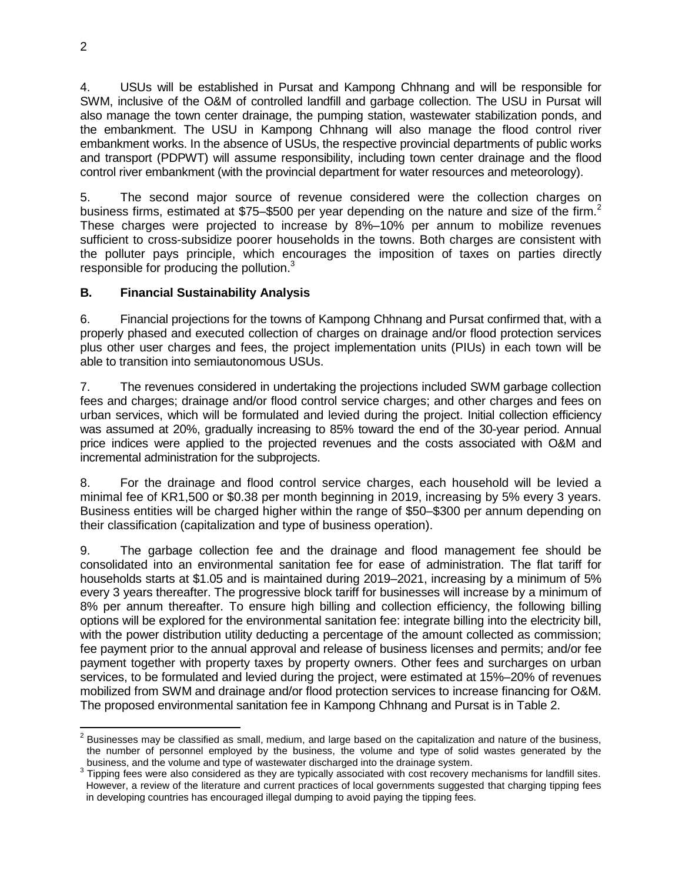4. USUs will be established in Pursat and Kampong Chhnang and will be responsible for SWM, inclusive of the O&M of controlled landfill and garbage collection. The USU in Pursat will also manage the town center drainage, the pumping station, wastewater stabilization ponds, and the embankment. The USU in Kampong Chhnang will also manage the flood control river embankment works. In the absence of USUs, the respective provincial departments of public works and transport (PDPWT) will assume responsibility, including town center drainage and the flood control river embankment (with the provincial department for water resources and meteorology).

5. The second major source of revenue considered were the collection charges on business firms, estimated at $75–$500 per year depending on the nature and size of the firm.[2] These charges were projected to increase by 8%–10% per annum to mobilize revenues sufficient to cross-subsidize poorer households in the towns. Both charges are consistent with the polluter pays principle, which encourages the imposition of taxes on parties directly responsible for producing the pollution.[3]

## B. Financial Sustainability Analysis

6. Financial projections for the towns of Kampong Chhnang and Pursat confirmed that, with a properly phased and executed collection of charges on drainage and/or flood protection services plus other user charges and fees, the project implementation units (PIUs) in each town will be able to transition into semiautonomous USUs.

7. The revenues considered in undertaking the projections included SWM garbage collection fees and charges; drainage and/or flood control service charges; and other charges and fees on urban services, which will be formulated and levied during the project. Initial collection efficiency was assumed at 20%, gradually increasing to 85% toward the end of the 30-year period. Annual price indices were applied to the projected revenues and the costs associated with O&M and incremental administration for the subprojects.

8. For the drainage and flood control service charges, each household will be levied a minimal fee of KR1,500 or $0.38 per month beginning in 2019, increasing by 5% every 3 years. Business entities will be charged higher within the range of $50–$300 per annum depending on their classification (capitalization and type of business operation).

9. The garbage collection fee and the drainage and flood management fee should be consolidated into an environmental sanitation fee for ease of administration. The flat tariff for households starts at $1.05 and is maintained during 2019–2021, increasing by a minimum of 5% every 3 years thereafter. The progressive block tariff for businesses will increase by a minimum of 8% per annum thereafter. To ensure high billing and collection efficiency, the following billing options will be explored for the environmental sanitation fee: integrate billing into the electricity bill, with the power distribution utility deducting a percentage of the amount collected as commission; fee payment prior to the annual approval and release of business licenses and permits; and/or fee payment together with property taxes by property owners. Other fees and surcharges on urban services, to be formulated and levied during the project, were estimated at 15%–20% of revenues mobilized from SWM and drainage and/or flood protection services to increase financing for O&M. The proposed environmental sanitation fee in Kampong Chhnang and Pursat is in Table 2.

---

[2] Businesses may be classified as small, medium, and large based on the capitalization and nature of the business, the number of personnel employed by the business, the volume and type of solid wastes generated by the business, and the volume and type of wastewater discharged into the drainage system.

[3] Tipping fees were also considered as they are typically associated with cost recovery mechanisms for landfill sites. However, a review of the literature and current practices of local governments suggested that charging tipping fees in developing countries has encouraged illegal dumping to avoid paying the tipping fees.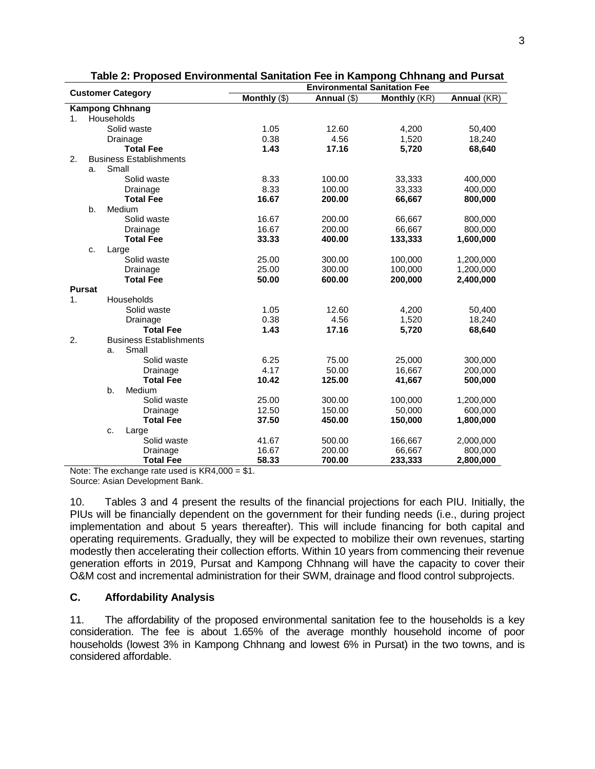**Table 2: Proposed Environmental Sanitation Fee in Kampong Chhnang and Pursat**

| Customer Category | Environmental Sanitation Fee | | | |
|---|---|---|---|---|
| | **Monthly** ($) | **Annual** ($) | **Monthly** (KR) | **Annual** (KR) |
| **Kampong Chhnang** | | | | |
| 1. Households | | | | |
| Solid waste | 1.05 | 12.60 | 4,200 | 50,400 |
| Drainage | 0.38 | 4.56 | 1,520 | 18,240 |
| **Total Fee** | **1.43** | **17.16** | **5,720** | **68,640** |
| 2. Business Establishments | | | | |
| a. Small | | | | |
| Solid waste | 8.33 | 100.00 | 33,333 | 400,000 |
| Drainage | 8.33 | 100.00 | 33,333 | 400,000 |
| **Total Fee** | **16.67** | **200.00** | **66,667** | **800,000** |
| b. Medium | | | | |
| Solid waste | 16.67 | 200.00 | 66,667 | 800,000 |
| Drainage | 16.67 | 200.00 | 66,667 | 800,000 |
| **Total Fee** | **33.33** | **400.00** | **133,333** | **1,600,000** |
| c. Large | | | | |
| Solid waste | 25.00 | 300.00 | 100,000 | 1,200,000 |
| Drainage | 25.00 | 300.00 | 100,000 | 1,200,000 |
| **Total Fee** | **50.00** | **600.00** | **200,000** | **2,400,000** |
| **Pursat** | | | | |
| 1. Households | | | | |
| Solid waste | 1.05 | 12.60 | 4,200 | 50,400 |
| Drainage | 0.38 | 4.56 | 1,520 | 18,240 |
| **Total Fee** | **1.43** | **17.16** | **5,720** | **68,640** |
| 2. Business Establishments | | | | |
| a. Small | | | | |
| Solid waste | 6.25 | 75.00 | 25,000 | 300,000 |
| Drainage | 4.17 | 50.00 | 16,667 | 200,000 |
| **Total Fee** | **10.42** | **125.00** | **41,667** | **500,000** |
| b. Medium | | | | |
| Solid waste | 25.00 | 300.00 | 100,000 | 1,200,000 |
| Drainage | 12.50 | 150.00 | 50,000 | 600,000 |
| **Total Fee** | **37.50** | **450.00** | **150,000** | **1,800,000** |
| c. Large | | | | |
| Solid waste | 41.67 | 500.00 | 166,667 | 2,000,000 |
| Drainage | 16.67 | 200.00 | 66,667 | 800,000 |
| **Total Fee** | **58.33** | **700.00** | **233,333** | **2,800,000** |

Note: The exchange rate used is KR4,000 = $1.
Source: Asian Development Bank.

10. Tables 3 and 4 present the results of the financial projections for each PIU. Initially, the PIUs will be financially dependent on the government for their funding needs (i.e., during project implementation and about 5 years thereafter). This will include financing for both capital and operating requirements. Gradually, they will be expected to mobilize their own revenues, starting modestly then accelerating their collection efforts. Within 10 years from commencing their revenue generation efforts in 2019, Pursat and Kampong Chhnang will have the capacity to cover their O&M cost and incremental administration for their SWM, drainage and flood control subprojects.

### C. Affordability Analysis

11. The affordability of the proposed environmental sanitation fee to the households is a key consideration. The fee is about 1.65% of the average monthly household income of poor households (lowest 3% in Kampong Chhnang and lowest 6% in Pursat) in the two towns, and is considered affordable.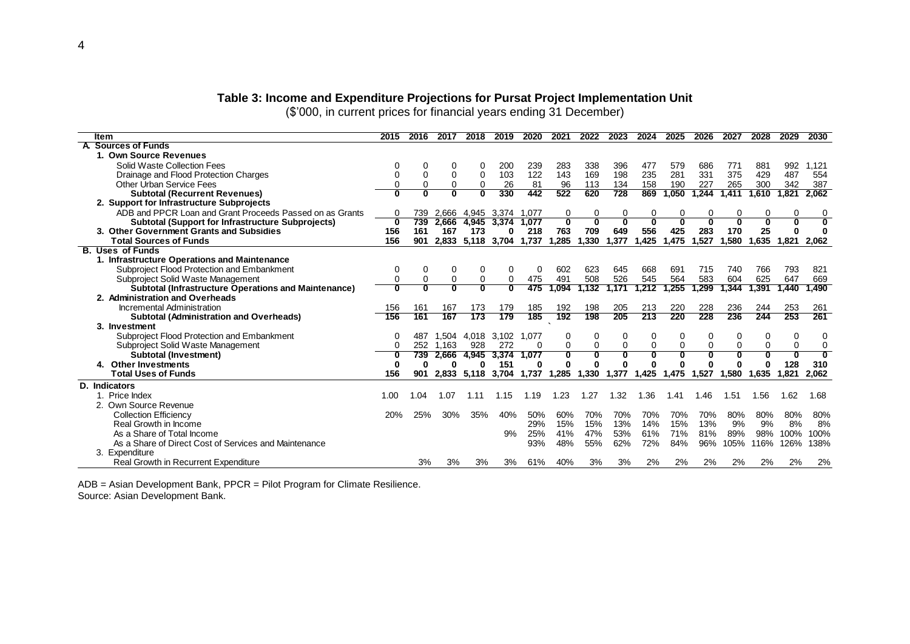**Table 3: Income and Expenditure Projections for Pursat Project Implementation Unit**

($'000, in current prices for financial years ending 31 December)

| Item | 2015 | 2016 | 2017 | 2018 | 2019 | 2020 | 2021 | 2022 | 2023 | 2024 | 2025 | 2026 | 2027 | 2028 | 2029 | 2030 |
|---|---|---|---|---|---|---|---|---|---|---|---|---|---|---|---|---|
| **A. Sources of Funds** | | | | | | | | | | | | | | | | |
| **1. Own Source Revenues** | | | | | | | | | | | | | | | | |
| Solid Waste Collection Fees | 0 | 0 | 0 | 0 | 200 | 239 | 283 | 338 | 396 | 477 | 579 | 686 | 771 | 881 | 992 | 1,121 |
| Drainage and Flood Protection Charges | 0 | 0 | 0 | 0 | 103 | 122 | 143 | 169 | 198 | 235 | 281 | 331 | 375 | 429 | 487 | 554 |
| Other Urban Service Fees | 0 | 0 | 0 | 0 | 26 | 81 | 96 | 113 | 134 | 158 | 190 | 227 | 265 | 300 | 342 | 387 |
| **Subtotal (Recurrent Revenues)** | **0** | **0** | **0** | **0** | **330** | **442** | **522** | **620** | **728** | **869** | **1,050** | **1,244** | **1,411** | **1,610** | **1,821** | **2,062** |
| **2. Support for Infrastructure Subprojects** | | | | | | | | | | | | | | | | |
| ADB and PPCR Loan and Grant Proceeds Passed on as Grants | 0 | 739 | 2,666 | 4,945 | 3,374 | 1,077 | 0 | 0 | 0 | 0 | 0 | 0 | 0 | 0 | 0 | 0 |
| **Subtotal (Support for Infrastructure Subprojects)** | **0** | **739** | **2,666** | **4,945** | **3,374** | **1,077** | **0** | **0** | **0** | **0** | **0** | **0** | **0** | **0** | **0** | **0** |
| **3. Other Government Grants and Subsidies** | **156** | **161** | **167** | **173** | **0** | **218** | **763** | **709** | **649** | **556** | **425** | **283** | **170** | **25** | **0** | **0** |
| **Total Sources of Funds** | **156** | **901** | **2,833** | **5,118** | **3,704** | **1,737** | **1,285** | **1,330** | **1,377** | **1,425** | **1,475** | **1,527** | **1,580** | **1,635** | **1,821** | **2,062** |
| **B. Uses of Funds** | | | | | | | | | | | | | | | | |
| **1. Infrastructure Operations and Maintenance** | | | | | | | | | | | | | | | | |
| Subproject Flood Protection and Embankment | 0 | 0 | 0 | 0 | 0 | 0 | 602 | 623 | 645 | 668 | 691 | 715 | 740 | 766 | 793 | 821 |
| Subproject Solid Waste Management | 0 | 0 | 0 | 0 | 0 | 475 | 491 | 508 | 526 | 545 | 564 | 583 | 604 | 625 | 647 | 669 |
| **Subtotal (Infrastructure Operations and Maintenance)** | **0** | **0** | **0** | **0** | **0** | **475** | **1,094** | **1,132** | **1,171** | **1,212** | **1,255** | **1,299** | **1,344** | **1,391** | **1,440** | **1,490** |
| **2. Administration and Overheads** | | | | | | | | | | | | | | | | |
| Incremental Administration | 156 | 161 | 167 | 173 | 179 | 185 | 192 | 198 | 205 | 213 | 220 | 228 | 236 | 244 | 253 | 261 |
| **Subtotal (Administration and Overheads)** | **156** | **161** | **167** | **173** | **179** | **185** | **192** | **198** | **205** | **213** | **220** | **228** | **236** | **244** | **253** | **261** |
| **3. Investment** | | | | | | | | | | | | | | | | |
| Subproject Flood Protection and Embankment | 0 | 487 | 1,504 | 4,018 | 3,102 | 1,077 | 0 | 0 | 0 | 0 | 0 | 0 | 0 | 0 | 0 | 0 |
| Subproject Solid Waste Management | 0 | 252 | 1,163 | 928 | 272 | 0 | 0 | 0 | 0 | 0 | 0 | 0 | 0 | 0 | 0 | 0 |
| **Subtotal (Investment)** | **0** | **739** | **2,666** | **4,945** | **3,374** | **1,077** | **0** | **0** | **0** | **0** | **0** | **0** | **0** | **0** | **0** | **0** |
| **4. Other Investments** | **0** | **0** | **0** | **0** | **151** | **0** | **0** | **0** | **0** | **0** | **0** | **0** | **0** | **0** | **128** | **310** |
| **Total Uses of Funds** | **156** | **901** | **2,833** | **5,118** | **3,704** | **1,737** | **1,285** | **1,330** | **1,377** | **1,425** | **1,475** | **1,527** | **1,580** | **1,635** | **1,821** | **2,062** |
| **D. Indicators** | | | | | | | | | | | | | | | | |
| 1. Price Index | 1.00 | 1.04 | 1.07 | 1.11 | 1.15 | 1.19 | 1.23 | 1.27 | 1.32 | 1.36 | 1.41 | 1.46 | 1.51 | 1.56 | 1.62 | 1.68 |
| 2. Own Source Revenue | | | | | | | | | | | | | | | | |
| Collection Efficiency | 20% | 25% | 30% | 35% | 40% | 50% | 60% | 70% | 70% | 70% | 70% | 70% | 80% | 80% | 80% | 80% |
| Real Growth in Income | | | | | | 29% | 15% | 15% | 13% | 14% | 15% | 13% | 9% | 9% | 8% | 8% |
| As a Share of Total Income | | | | | 9% | 25% | 41% | 47% | 53% | 61% | 71% | 81% | 89% | 98% | 100% | 100% |
| As a Share of Direct Cost of Services and Maintenance | | | | | | 93% | 48% | 55% | 62% | 72% | 84% | 96% | 105% | 116% | 126% | 138% |
| 3. Expenditure | | | | | | | | | | | | | | | | |
| Real Growth in Recurrent Expenditure | | 3% | 3% | 3% | 3% | 61% | 40% | 3% | 3% | 2% | 2% | 2% | 2% | 2% | 2% | 2% |

ADB = Asian Development Bank, PPCR = Pilot Program for Climate Resilience.

Source: Asian Development Bank.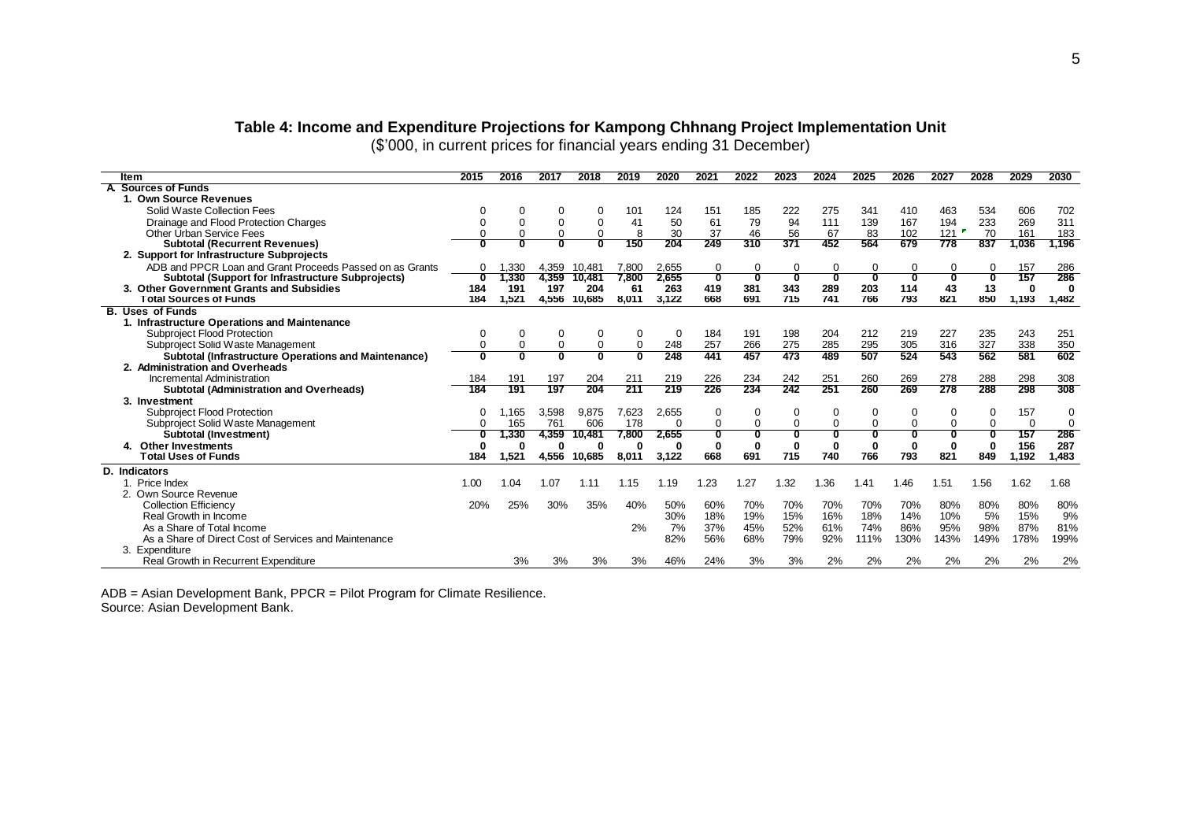**Table 4: Income and Expenditure Projections for Kampong Chhnang Project Implementation Unit**

($'000, in current prices for financial years ending 31 December)

| Item | 2015 | 2016 | 2017 | 2018 | 2019 | 2020 | 2021 | 2022 | 2023 | 2024 | 2025 | 2026 | 2027 | 2028 | 2029 | 2030 |
|---|---|---|---|---|---|---|---|---|---|---|---|---|---|---|---|---|
| **A. Sources of Funds** | | | | | | | | | | | | | | | | |
| **1. Own Source Revenues** | | | | | | | | | | | | | | | | |
| Solid Waste Collection Fees | 0 | 0 | 0 | 0 | 101 | 124 | 151 | 185 | 222 | 275 | 341 | 410 | 463 | 534 | 606 | 702 |
| Drainage and Flood Protection Charges | 0 | 0 | 0 | 0 | 41 | 50 | 61 | 79 | 94 | 111 | 139 | 167 | 194 | 233 | 269 | 311 |
| Other Urban Service Fees | 0 | 0 | 0 | 0 | 8 | 30 | 37 | 46 | 56 | 67 | 83 | 102 | 121 | 70 | 161 | 183 |
| **Subtotal (Recurrent Revenues)** | **0** | **0** | **0** | **0** | **150** | **204** | **249** | **310** | **371** | **452** | **564** | **679** | **778** | **837** | **1,036** | **1,196** |
| **2. Support for Infrastructure Subprojects** | | | | | | | | | | | | | | | | |
| ADB and PPCR Loan and Grant Proceeds Passed on as Grants | 0 | 1,330 | 4,359 | 10,481 | 7,800 | 2,655 | 0 | 0 | 0 | 0 | 0 | 0 | 0 | 0 | 157 | 286 |
| **Subtotal (Support for Infrastructure Subprojects)** | **0** | **1,330** | **4,359** | **10,481** | **7,800** | **2,655** | **0** | **0** | **0** | **0** | **0** | **0** | **0** | **0** | **157** | **286** |
| **3. Other Government Grants and Subsidies** | **184** | **191** | **197** | **204** | **61** | **263** | **419** | **381** | **343** | **289** | **203** | **114** | **43** | **13** | **0** | **0** |
| **Total Sources of Funds** | **184** | **1,521** | **4,556** | **10,685** | **8,011** | **3,122** | **668** | **691** | **715** | **741** | **766** | **793** | **821** | **850** | **1,193** | **1,482** |
| **B. Uses of Funds** | | | | | | | | | | | | | | | | |
| **1. Infrastructure Operations and Maintenance** | | | | | | | | | | | | | | | | |
| Subproject Flood Protection | 0 | 0 | 0 | 0 | 0 | 0 | 184 | 191 | 198 | 204 | 212 | 219 | 227 | 235 | 243 | 251 |
| Subproject Solid Waste Management | 0 | 0 | 0 | 0 | 0 | 248 | 257 | 266 | 275 | 285 | 295 | 305 | 316 | 327 | 338 | 350 |
| **Subtotal (Infrastructure Operations and Maintenance)** | **0** | **0** | **0** | **0** | **0** | **248** | **441** | **457** | **473** | **489** | **507** | **524** | **543** | **562** | **581** | **602** |
| **2. Administration and Overheads** | | | | | | | | | | | | | | | | |
| Incremental Administration | 184 | 191 | 197 | 204 | 211 | 219 | 226 | 234 | 242 | 251 | 260 | 269 | 278 | 288 | 298 | 308 |
| **Subtotal (Administration and Overheads)** | **184** | **191** | **197** | **204** | **211** | **219** | **226** | **234** | **242** | **251** | **260** | **269** | **278** | **288** | **298** | **308** |
| **3. Investment** | | | | | | | | | | | | | | | | |
| Subproject Flood Protection | 0 | 1,165 | 3,598 | 9,875 | 7,623 | 2,655 | 0 | 0 | 0 | 0 | 0 | 0 | 0 | 0 | 157 | 0 |
| Subproject Solid Waste Management | 0 | 165 | 761 | 606 | 178 | 0 | 0 | 0 | 0 | 0 | 0 | 0 | 0 | 0 | 0 | 0 |
| **Subtotal (Investment)** | **0** | **1,330** | **4,359** | **10,481** | **7,800** | **2,655** | **0** | **0** | **0** | **0** | **0** | **0** | **0** | **0** | **157** | **286** |
| **4. Other Investments** | **0** | **0** | **0** | **0** | **0** | **0** | **0** | **0** | **0** | **0** | **0** | **0** | **0** | **0** | **156** | **287** |
| **Total Uses of Funds** | **184** | **1,521** | **4,556** | **10,685** | **8,011** | **3,122** | **668** | **691** | **715** | **740** | **766** | **793** | **821** | **849** | **1,192** | **1,483** |
| **D. Indicators** | | | | | | | | | | | | | | | | |
| 1. Price Index | 1.00 | 1.04 | 1.07 | 1.11 | 1.15 | 1.19 | 1.23 | 1.27 | 1.32 | 1.36 | 1.41 | 1.46 | 1.51 | 1.56 | 1.62 | 1.68 |
| 2. Own Source Revenue | | | | | | | | | | | | | | | | |
| Collection Efficiency | 20% | 25% | 30% | 35% | 40% | 50% | 60% | 70% | 70% | 70% | 70% | 70% | 80% | 80% | 80% | 80% |
| Real Growth in Income | | | | | | 30% | 18% | 19% | 15% | 16% | 18% | 14% | 10% | 5% | 15% | 9% |
| As a Share of Total Income | | | | | 2% | 7% | 37% | 45% | 52% | 61% | 74% | 86% | 95% | 98% | 87% | 81% |
| As a Share of Direct Cost of Services and Maintenance | | | | | | 82% | 56% | 68% | 79% | 92% | 111% | 130% | 143% | 149% | 178% | 199% |
| 3. Expenditure | | | | | | | | | | | | | | | | |
| Real Growth in Recurrent Expenditure | | 3% | 3% | 3% | 3% | 46% | 24% | 3% | 3% | 2% | 2% | 2% | 2% | 2% | 2% | 2% |

ADB = Asian Development Bank, PPCR = Pilot Program for Climate Resilience.
Source: Asian Development Bank.